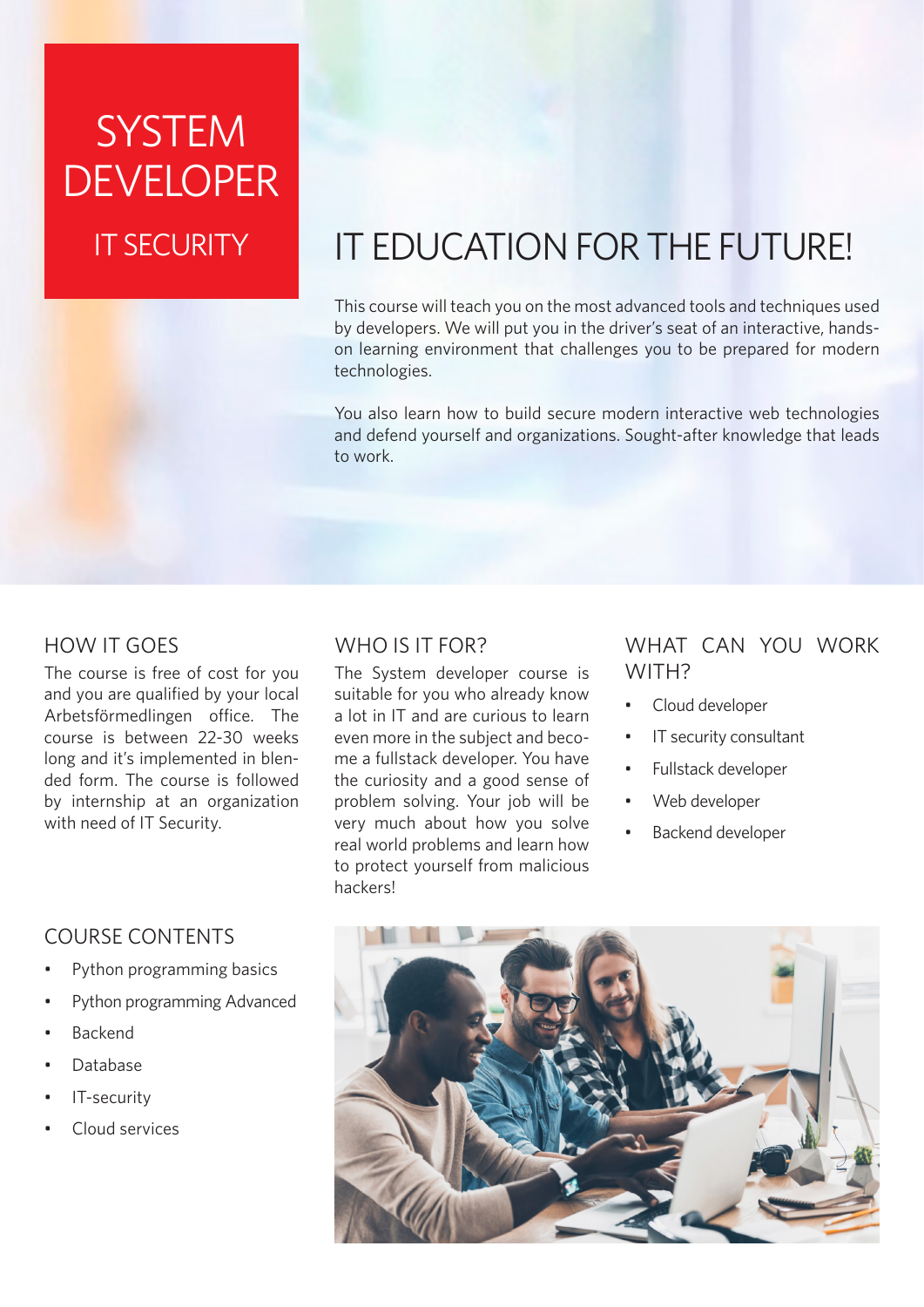# SYSTEM DEVELOPER

## IT SECURITY

# IT EDUCATION FOR THE FUTURE!

This course will teach you on the most advanced tools and techniques used by developers. We will put you in the driver's seat of an interactive, hands-on learning environment that challenges you to be prepared for modern technologies.

You also learn how to build secure modern interactive web technologies and defend yourself and organizations. Sought-after knowledge that leads to work.

## HOW IT GOES

The course is free of cost for you and you are qualified by your local Arbetsförmedlingen office. The course is between 22-30 weeks long and it's implemented in blended form. The course is followed by internship at an organization with need of IT Security.

## WHO IS IT FOR?

The System developer course is suitable for you who already know a lot in IT and are curious to learn even more in the subject and become a fullstack developer. You have the curiosity and a good sense of problem solving. Your job will be very much about how you solve real world problems and learn how to protect yourself from malicious hackers!

## WHAT CAN YOU WORK WITH?

- Cloud developer
- IT security consultant
- Fullstack developer
- Web developer
- Backend developer

## COURSE CONTENTS

- Python programming basics
- Python programming Advanced
- Backend
- Database
- IT-security
- Cloud services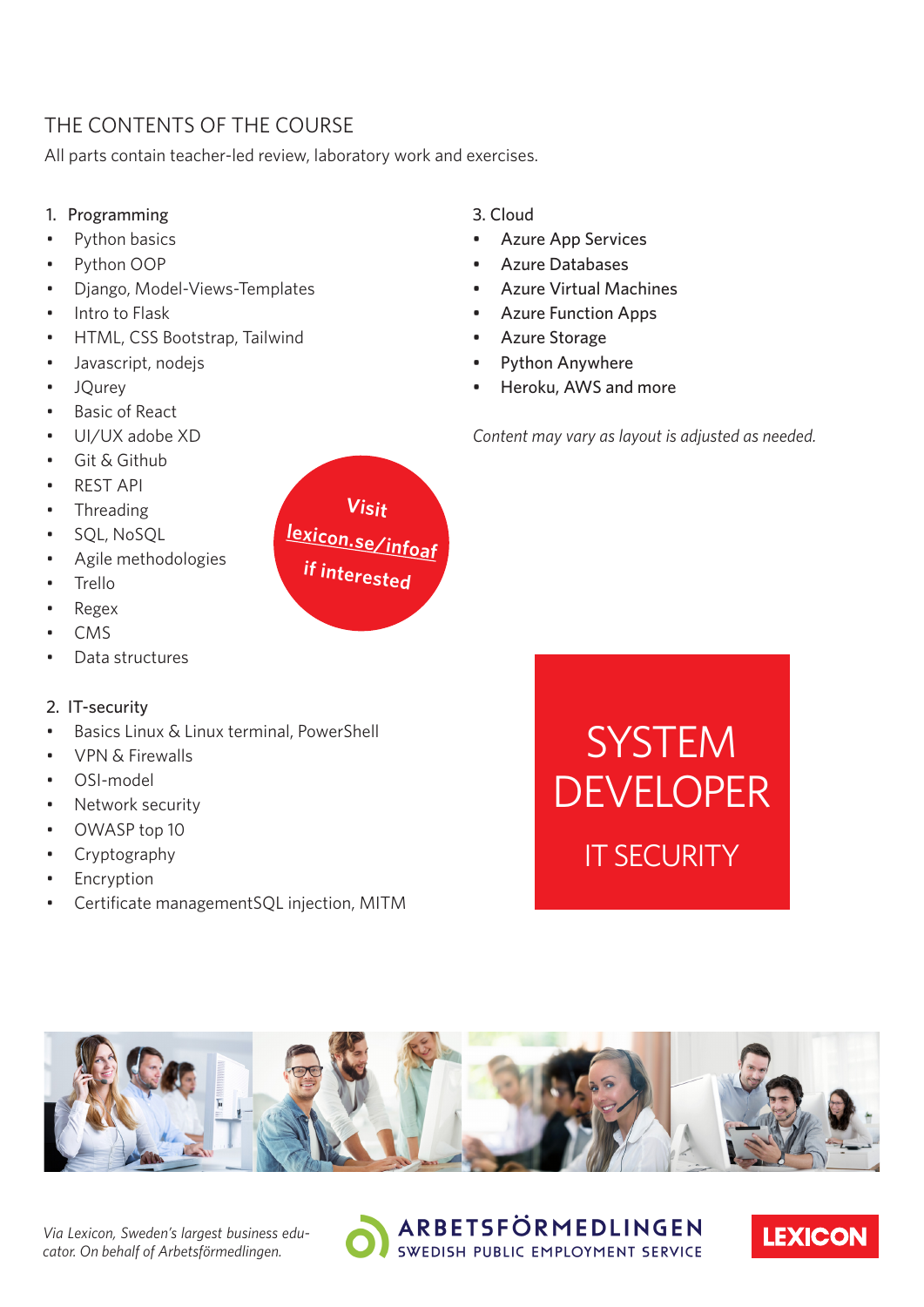## THE CONTENTS OF THE COURSE

All parts contain teacher-led review, laboratory work and exercises.

1. Programming

- Python basics
- Python OOP
- Django, Model-Views-Templates
- Intro to Flask
- HTML, CSS Bootstrap, Tailwind
- Javascript, nodejs
- JQurey
- Basic of React
- UI/UX adobe XD
- Git & Github
- REST API
- Threading
- SQL, NoSQL
- Agile methodologies
- Trello
- Regex
- CMS
- Data structures

Visit lexicon.se/infoaf if interested

2. IT-security

- Basics Linux & Linux terminal, PowerShell
- VPN & Firewalls
- OSI-model
- Network security
- OWASP top 10
- Cryptography
- Encryption
- Certificate managementSQL injection, MITM

3. Cloud

- Azure App Services
- Azure Databases
- Azure Virtual Machines
- Azure Function Apps
- Azure Storage
- Python Anywhere
- Heroku, AWS and more

*Content may vary as layout is adjusted as needed.*

SYSTEM DEVELOPER

IT SECURITY

*Via Lexicon, Sweden's largest business educator. On behalf of Arbetsförmedlingen.*

ARBETSFÖRMEDLINGEN
SWEDISH PUBLIC EMPLOYMENT SERVICE

LEXICON